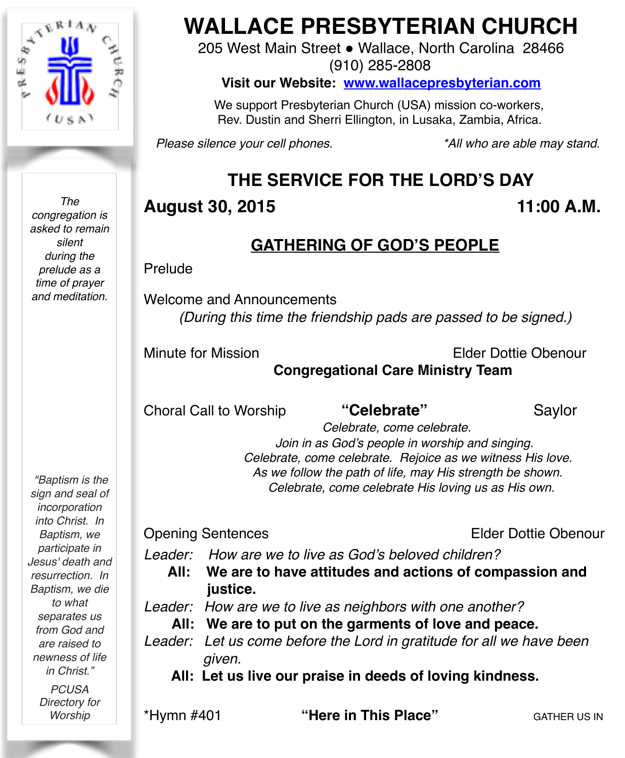# WALLACE PRESBYTERIAN CHURCH

205 West Main Street ● Wallace, North Carolina 28466
(910) 285-2808

**Visit our Website: www.wallacepresbyterian.com**

We support Presbyterian Church (USA) mission co-workers,
Rev. Dustin and Sherri Ellington, in Lusaka, Zambia, Africa.

*Please silence your cell phones.* *\*All who are able may stand.*

*The congregation is asked to remain silent during the prelude as a time of prayer and meditation.*

*"Baptism is the sign and seal of incorporation into Christ. In Baptism, we participate in Jesus' death and resurrection. In Baptism, we die to what separates us from God and are raised to newness of life in Christ."*

*PCUSA Directory for Worship*

## THE SERVICE FOR THE LORD'S DAY

**August 30, 2015** **11:00 A.M.**

## GATHERING OF GOD'S PEOPLE

Prelude

Welcome and Announcements
*(During this time the friendship pads are passed to be signed.)*

Minute for Mission Elder Dottie Obenour
**Congregational Care Ministry Team**

Choral Call to Worship **"Celebrate"** Saylor

*Celebrate, come celebrate.*
*Join in as God's people in worship and singing.*
*Celebrate, come celebrate. Rejoice as we witness His love.*
*As we follow the path of life, may His strength be shown.*
*Celebrate, come celebrate His loving us as His own.*

Opening Sentences Elder Dottie Obenour

Leader: *How are we to live as God's beloved children?*
**All: We are to have attitudes and actions of compassion and justice.**
Leader: *How are we to live as neighbors with one another?*
**All: We are to put on the garments of love and peace.**
Leader: *Let us come before the Lord in gratitude for all we have been given.*
**All: Let us live our praise in deeds of loving kindness.**

\*Hymn #401 **"Here in This Place"** GATHER US IN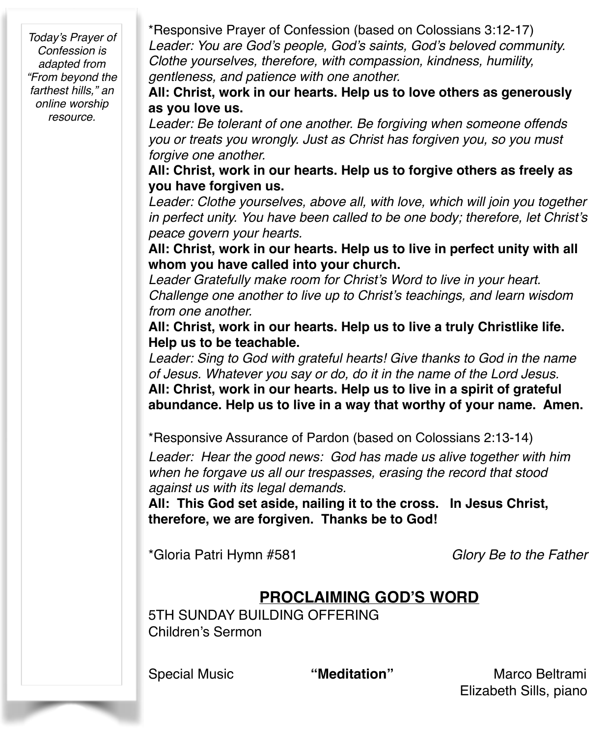*Today's Prayer of Confession is adapted from "From beyond the farthest hills," an online worship resource.*

*Responsive Prayer of Confession (based on Colossians 3:12-17)

*Leader: You are God's people, God's saints, God's beloved community. Clothe yourselves, therefore, with compassion, kindness, humility, gentleness, and patience with one another.*

**All: Christ, work in our hearts. Help us to love others as generously as you love us.**

*Leader: Be tolerant of one another. Be forgiving when someone offends you or treats you wrongly. Just as Christ has forgiven you, so you must forgive one another.*

**All: Christ, work in our hearts. Help us to forgive others as freely as you have forgiven us.**

*Leader: Clothe yourselves, above all, with love, which will join you together in perfect unity. You have been called to be one body; therefore, let Christ's peace govern your hearts.*

**All: Christ, work in our hearts. Help us to live in perfect unity with all whom you have called into your church.**

*Leader Gratefully make room for Christ's Word to live in your heart. Challenge one another to live up to Christ's teachings, and learn wisdom from one another.*

**All: Christ, work in our hearts. Help us to live a truly Christlike life. Help us to be teachable.**

*Leader: Sing to God with grateful hearts! Give thanks to God in the name of Jesus. Whatever you say or do, do it in the name of the Lord Jesus.*

**All: Christ, work in our hearts. Help us to live in a spirit of grateful abundance. Help us to live in a way that worthy of your name. Amen.**

*Responsive Assurance of Pardon (based on Colossians 2:13-14)

*Leader: Hear the good news: God has made us alive together with him when he forgave us all our trespasses, erasing the record that stood against us with its legal demands.*

**All: This God set aside, nailing it to the cross. In Jesus Christ, therefore, we are forgiven. Thanks be to God!**

*Gloria Patri Hymn #581 *Glory Be to the Father*

## PROCLAIMING GOD'S WORD

5TH SUNDAY BUILDING OFFERING

Children's Sermon

Special Music **"Meditation"** Marco Beltrami

Elizabeth Sills, piano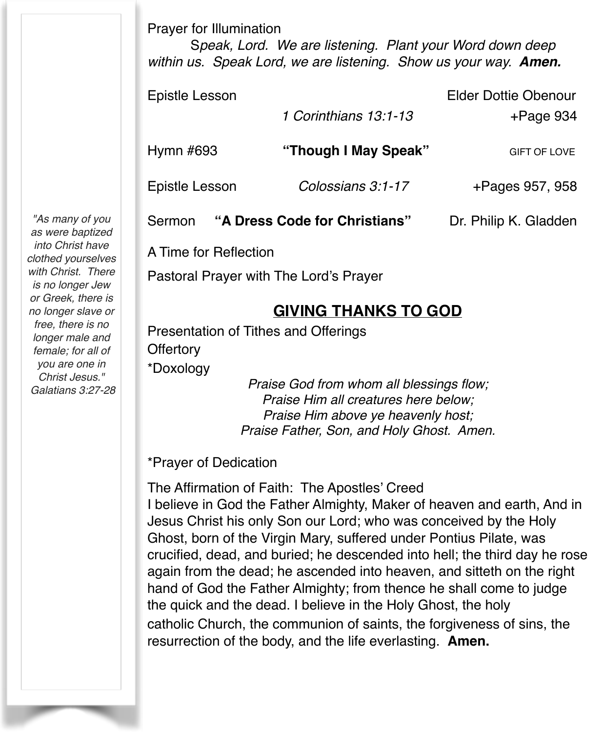Prayer for Illumination

*Speak, Lord. We are listening. Plant your Word down deep within us. Speak Lord, we are listening. Show us your way.* ***Amen.***

Epistle Lesson — Elder Dottie Obenour

*1 Corinthians 13:1-13* — +Page 934

Hymn #693 — **"Though I May Speak"** — GIFT OF LOVE

Epistle Lesson — *Colossians 3:1-17* — +Pages 957, 958

Sermon — **"A Dress Code for Christians"** — Dr. Philip K. Gladden

*"As many of you as were baptized into Christ have clothed yourselves with Christ. There is no longer Jew or Greek, there is no longer slave or free, there is no longer male and female; for all of you are one in Christ Jesus." Galatians 3:27-28*

A Time for Reflection

Pastoral Prayer with The Lord's Prayer

## GIVING THANKS TO GOD

Presentation of Tithes and Offerings

Offertory

*Doxology

*Praise God from whom all blessings flow;*
*Praise Him all creatures here below;*
*Praise Him above ye heavenly host;*
*Praise Father, Son, and Holy Ghost. Amen.*

*Prayer of Dedication

The Affirmation of Faith: The Apostles' Creed

I believe in God the Father Almighty, Maker of heaven and earth, And in Jesus Christ his only Son our Lord; who was conceived by the Holy Ghost, born of the Virgin Mary, suffered under Pontius Pilate, was crucified, dead, and buried; he descended into hell; the third day he rose again from the dead; he ascended into heaven, and sitteth on the right hand of God the Father Almighty; from thence he shall come to judge the quick and the dead. I believe in the Holy Ghost, the holy catholic Church, the communion of saints, the forgiveness of sins, the resurrection of the body, and the life everlasting. **Amen.**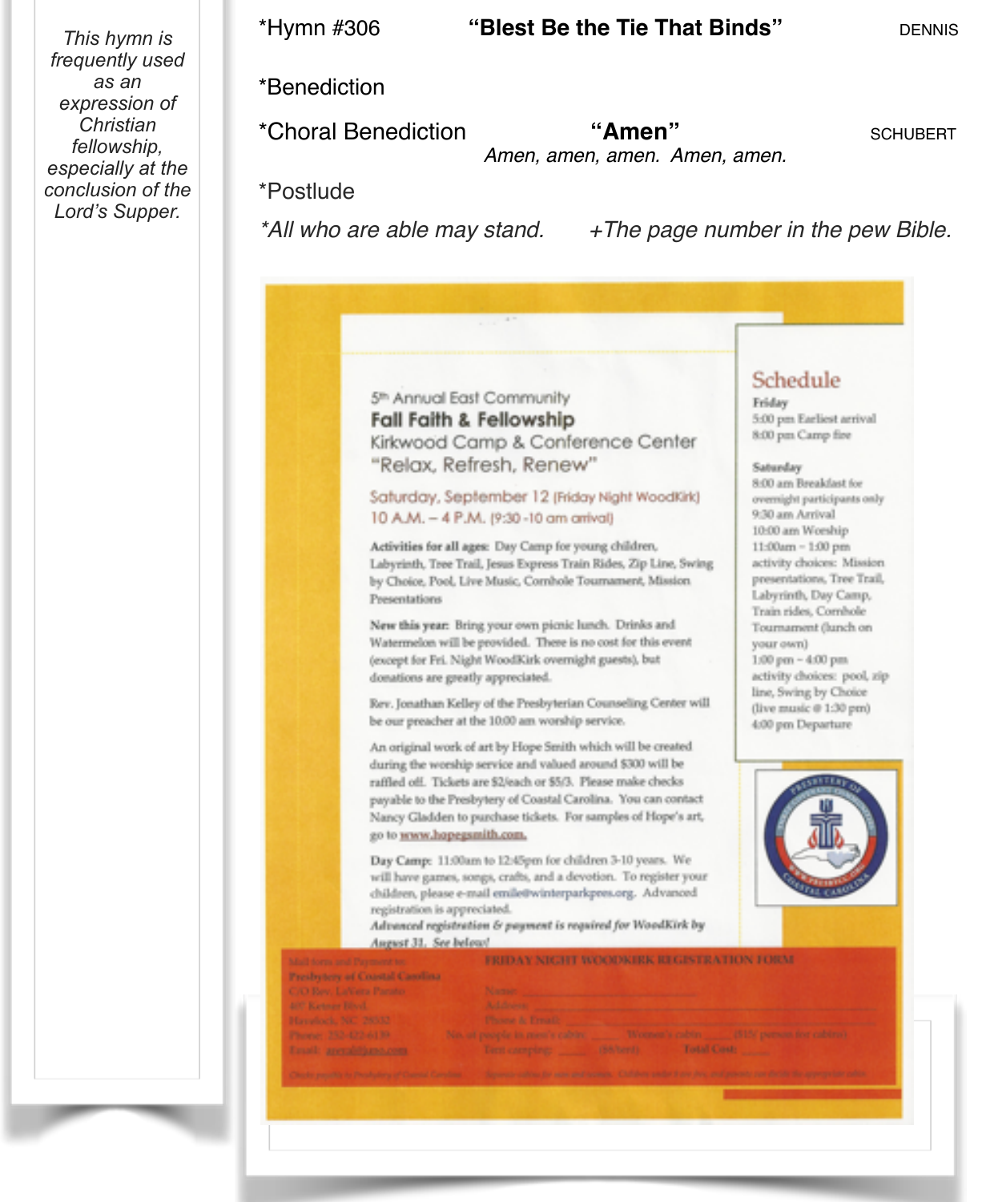*This hymn is frequently used as an expression of Christian fellowship, especially at the conclusion of the Lord's Supper.*

*Hymn #306 **"Blest Be the Tie That Binds"** DENNIS

*Benediction

*Choral Benediction **"Amen"** SCHUBERT

*Amen, amen, amen. Amen, amen.*

*Postlude

*\*All who are able may stand.* *+The page number in the pew Bible.*

5th Annual East Community

**Fall Faith & Fellowship**

Kirkwood Camp & Conference Center

"Relax, Refresh, Renew"

Saturday, September 12 (Friday Night WoodKirk)

10 A.M. – 4 P.M. (9:30 -10 am arrival)

**Activities for all ages:** Day Camp for young children, Labyrinth, Tree Trail, Jesus Express Train Rides, Zip Line, Swing by Choice, Pool, Live Music, Cornhole Tournament, Mission Presentations

**New this year:** Bring your own picnic lunch. Drinks and Watermelon will be provided. There is no cost for this event (except for Fri. Night WoodKirk overnight guests), but donations are greatly appreciated.

Rev. Jonathan Kelley of the Presbyterian Counseling Center will be our preacher at the 10:00 am worship service.

An original work of art by Hope Smith which will be created during the worship service and valued around $300 will be raffled off. Tickets are $2/each or $5/3. Please make checks payable to the Presbytery of Coastal Carolina. You can contact Nancy Gladden to purchase tickets. For samples of Hope's art, go to www.hopesmith.com.

**Day Camp:** 11:00am to 12:45pm for children 3-10 years. We will have games, songs, crafts, and a devotion. To register your children, please e-mail emile@winterparkpres.org. Advanced registration is appreciated.

***Advanced registration & payment is required for WoodKirk by August 31. See below!***

## Schedule

**Friday**

5:00 pm Earliest arrival

8:00 pm Camp fire

**Saturday**

8:00 am Breakfast for overnight participants only

9:30 am Arrival

10:00 am Worship

11:00am – 1:00 pm activity choices: Mission presentations, Tree Trail, Labyrinth, Day Camp, Train rides, Cornhole Tournament (lunch on your own)

1:00 pm – 4:00 pm activity choices: pool, zip line, Swing by Choice (live music @ 1:30 pm)

4:00 pm Departure

Presbytery of Coastal Carolina

Mail form and Payment to:
Presbytery of Coastal Carolina
C/O Rev. LaVara Parato
407 Keesee Blvd.
Havelock, NC 28532
Phone: 252-422-6139
Email: ...

**FRIDAY NIGHT WOODKIRK REGISTRATION FORM**

Name: ______
Address: ______
Phone & Email: ______
No. of people in men's cabin: ___ Women's cabin: ___ ($15/ person for cabins)
Tent camping: ___ ($6/tent) Total Cost: ___

Checks payable to Presbytery of Coastal Carolina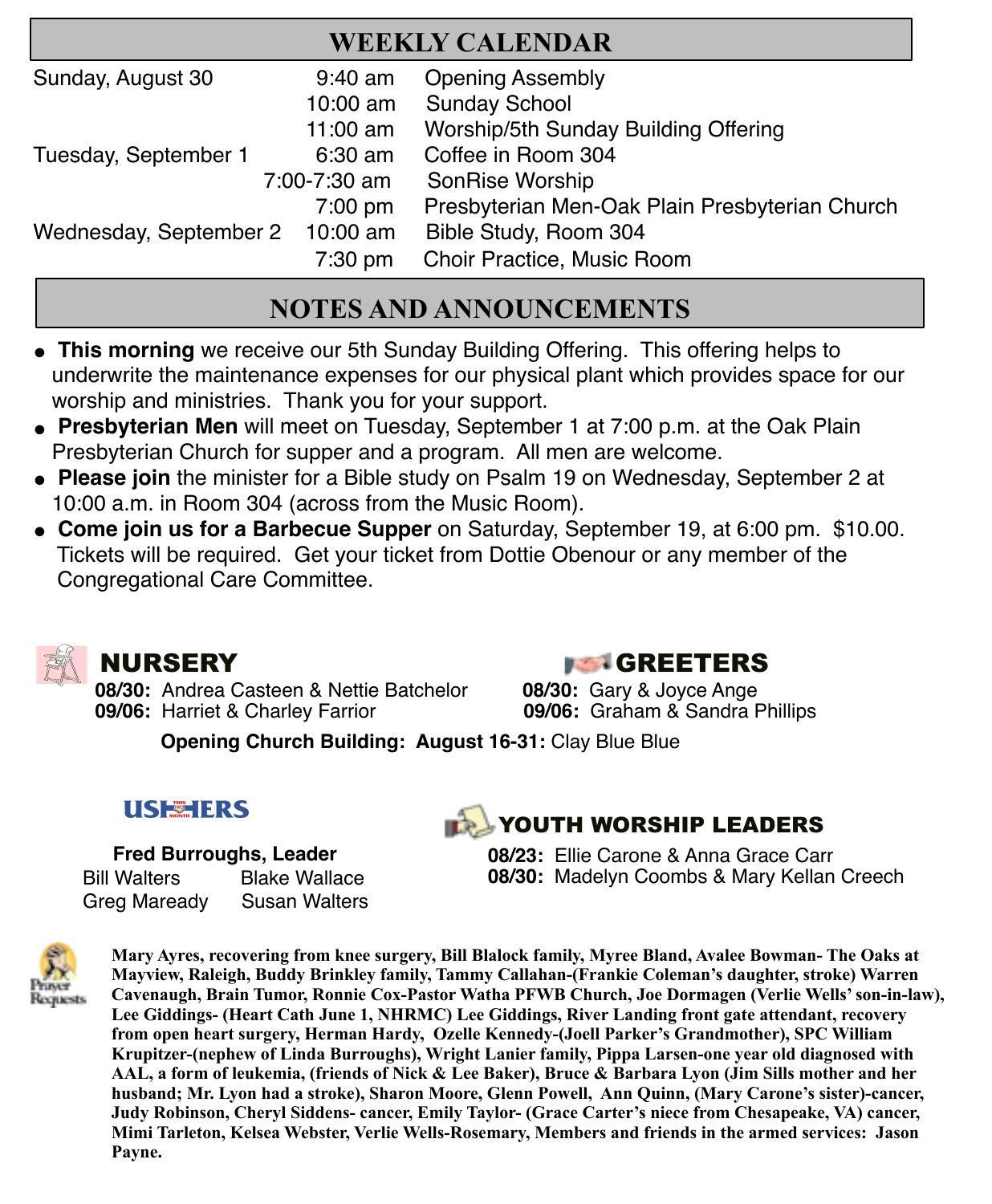## WEEKLY CALENDAR

| | | |
|---|---|---|
| Sunday, August 30 | 9:40 am | Opening Assembly |
| | 10:00 am | Sunday School |
| | 11:00 am | Worship/5th Sunday Building Offering |
| Tuesday, September 1 | 6:30 am | Coffee in Room 304 |
| | 7:00-7:30 am | SonRise Worship |
| | 7:00 pm | Presbyterian Men-Oak Plain Presbyterian Church |
| Wednesday, September 2 | 10:00 am | Bible Study, Room 304 |
| | 7:30 pm | Choir Practice, Music Room |

## NOTES AND ANNOUNCEMENTS

- **This morning** we receive our 5th Sunday Building Offering. This offering helps to underwrite the maintenance expenses for our physical plant which provides space for our worship and ministries. Thank you for your support.
- **Presbyterian Men** will meet on Tuesday, September 1 at 7:00 p.m. at the Oak Plain Presbyterian Church for supper and a program. All men are welcome.
- **Please join** the minister for a Bible study on Psalm 19 on Wednesday, September 2 at 10:00 a.m. in Room 304 (across from the Music Room).
- **Come join us for a Barbecue Supper** on Saturday, September 19, at 6:00 pm. $10.00. Tickets will be required. Get your ticket from Dottie Obenour or any member of the Congregational Care Committee.

### NURSERY

**08/30:** Andrea Casteen & Nettie Batchelor
**09/06:** Harriet & Charley Farrior

### GREETERS

**08/30:** Gary & Joyce Ange
**09/06:** Graham & Sandra Phillips

**Opening Church Building: August 16-31:** Clay Blue Blue

### USHERS

**Fred Burroughs, Leader**

Bill Walters — Blake Wallace
Greg Maready — Susan Walters

### YOUTH WORSHIP LEADERS

**08/23:** Ellie Carone & Anna Grace Carr
**08/30:** Madelyn Coombs & Mary Kellan Creech

### Prayer Requests

**Mary Ayres, recovering from knee surgery, Bill Blalock family, Myree Bland, Avalee Bowman- The Oaks at Mayview, Raleigh, Buddy Brinkley family, Tammy Callahan-(Frankie Coleman's daughter, stroke) Warren Cavenaugh, Brain Tumor, Ronnie Cox-Pastor Watha PFWB Church, Joe Dormagen (Verlie Wells' son-in-law), Lee Giddings- (Heart Cath June 1, NHRMC) Lee Giddings, River Landing front gate attendant, recovery from open heart surgery, Herman Hardy, Ozelle Kennedy-(Joell Parker's Grandmother), SPC William Krupitzer-(nephew of Linda Burroughs), Wright Lanier family, Pippa Larsen-one year old diagnosed with AAL, a form of leukemia, (friends of Nick & Lee Baker), Bruce & Barbara Lyon (Jim Sills mother and her husband; Mr. Lyon had a stroke), Sharon Moore, Glenn Powell, Ann Quinn, (Mary Carone's sister)-cancer, Judy Robinson, Cheryl Siddens- cancer, Emily Taylor- (Grace Carter's niece from Chesapeake, VA) cancer, Mimi Tarleton, Kelsea Webster, Verlie Wells-Rosemary, Members and friends in the armed services: Jason Payne.**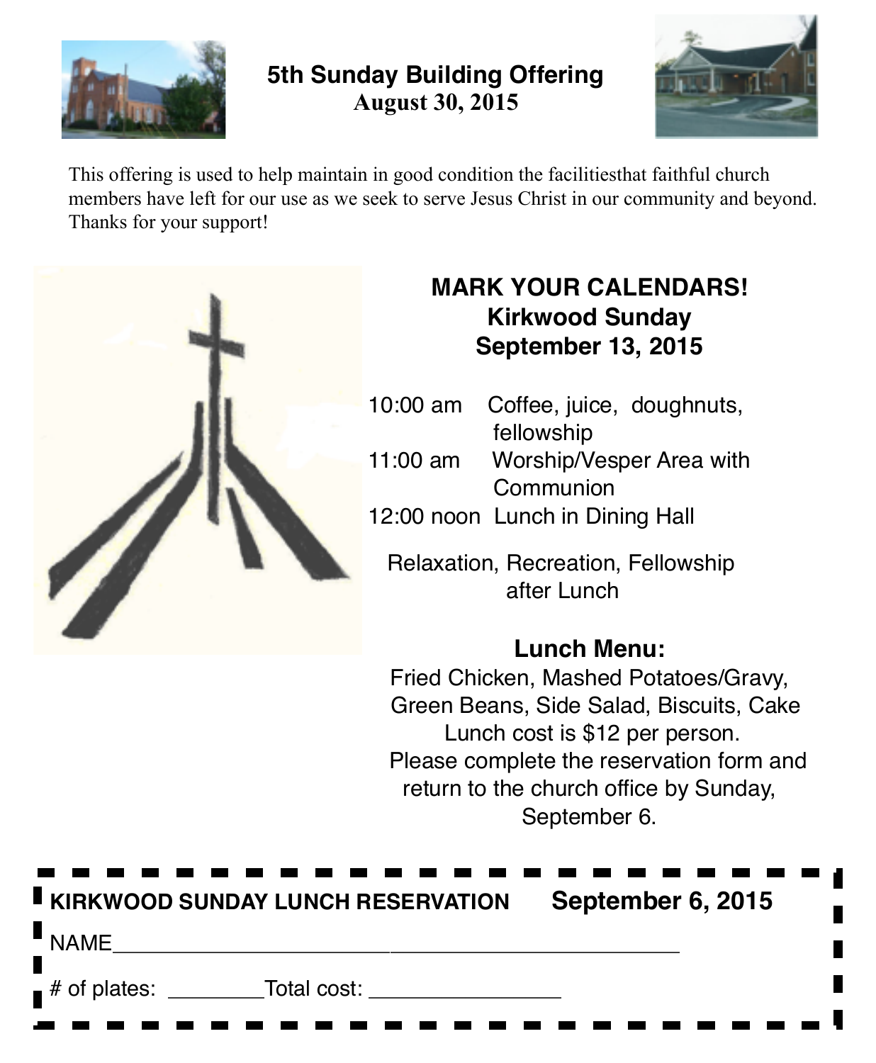## 5th Sunday Building Offering
**August 30, 2015**

This offering is used to help maintain in good condition the facilitiesthat faithful church members have left for our use as we seek to serve Jesus Christ in our community and beyond. Thanks for your support!

## MARK YOUR CALENDARS!
## Kirkwood Sunday
## September 13, 2015

10:00 am Coffee, juice, doughnuts, fellowship

11:00 am Worship/Vesper Area with Communion

12:00 noon Lunch in Dining Hall

Relaxation, Recreation, Fellowship after Lunch

**Lunch Menu:**

Fried Chicken, Mashed Potatoes/Gravy, Green Beans, Side Salad, Biscuits, Cake

Lunch cost is $12 per person.

Please complete the reservation form and return to the church office by Sunday, September 6.

---

**KIRKWOOD SUNDAY LUNCH RESERVATION** **September 6, 2015**

NAME_______________________________________________

# of plates: ________Total cost: ________________